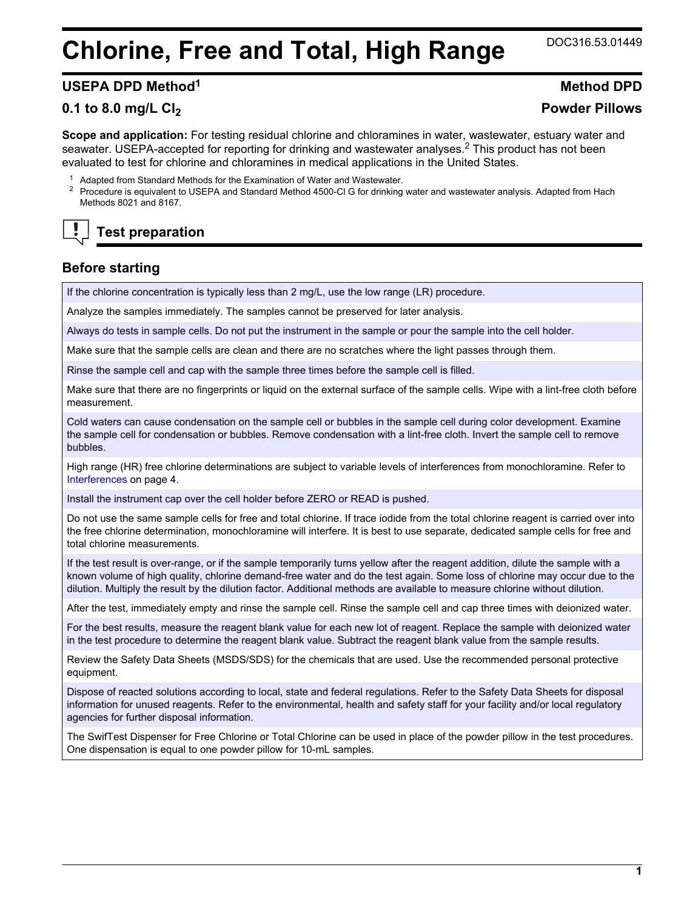# Chlorine, Free and Total, High Range

DOC316.53.01449

## USEPA DPD Method[1]

**Method DPD**

## 0.1 to 8.0 mg/L $Cl_2$

**Powder Pillows**

**Scope and application:** For testing residual chlorine and chloramines in water, wastewater, estuary water and seawater. USEPA-accepted for reporting for drinking and wastewater analyses.[2] This product has not been evaluated to test for chlorine and chloramines in medical applications in the United States.

[1] Adapted from Standard Methods for the Examination of Water and Wastewater.

[2] Procedure is equivalent to USEPA and Standard Method 4500-Cl G for drinking water and wastewater analysis. Adapted from Hach Methods 8021 and 8167.

## Test preparation

### Before starting

| |
|---|
| If the chlorine concentration is typically less than 2 mg/L, use the low range (LR) procedure. |
| Analyze the samples immediately. The samples cannot be preserved for later analysis. |
| Always do tests in sample cells. Do not put the instrument in the sample or pour the sample into the cell holder. |
| Make sure that the sample cells are clean and there are no scratches where the light passes through them. |
| Rinse the sample cell and cap with the sample three times before the sample cell is filled. |
| Make sure that there are no fingerprints or liquid on the external surface of the sample cells. Wipe with a lint-free cloth before measurement. |
| Cold waters can cause condensation on the sample cell or bubbles in the sample cell during color development. Examine the sample cell for condensation or bubbles. Remove condensation with a lint-free cloth. Invert the sample cell to remove bubbles. |
| High range (HR) free chlorine determinations are subject to variable levels of interferences from monochloramine. Refer to Interferences on page 4. |
| Install the instrument cap over the cell holder before ZERO or READ is pushed. |
| Do not use the same sample cells for free and total chlorine. If trace iodide from the total chlorine reagent is carried over into the free chlorine determination, monochloramine will interfere. It is best to use separate, dedicated sample cells for free and total chlorine measurements. |
| If the test result is over-range, or if the sample temporarily turns yellow after the reagent addition, dilute the sample with a known volume of high quality, chlorine demand-free water and do the test again. Some loss of chlorine may occur due to the dilution. Multiply the result by the dilution factor. Additional methods are available to measure chlorine without dilution. |
| After the test, immediately empty and rinse the sample cell. Rinse the sample cell and cap three times with deionized water. |
| For the best results, measure the reagent blank value for each new lot of reagent. Replace the sample with deionized water in the test procedure to determine the reagent blank value. Subtract the reagent blank value from the sample results. |
| Review the Safety Data Sheets (MSDS/SDS) for the chemicals that are used. Use the recommended personal protective equipment. |
| Dispose of reacted solutions according to local, state and federal regulations. Refer to the Safety Data Sheets for disposal information for unused reagents. Refer to the environmental, health and safety staff for your facility and/or local regulatory agencies for further disposal information. |
| The SwifTest Dispenser for Free Chlorine or Total Chlorine can be used in place of the powder pillow in the test procedures. One dispensation is equal to one powder pillow for 10-mL samples. |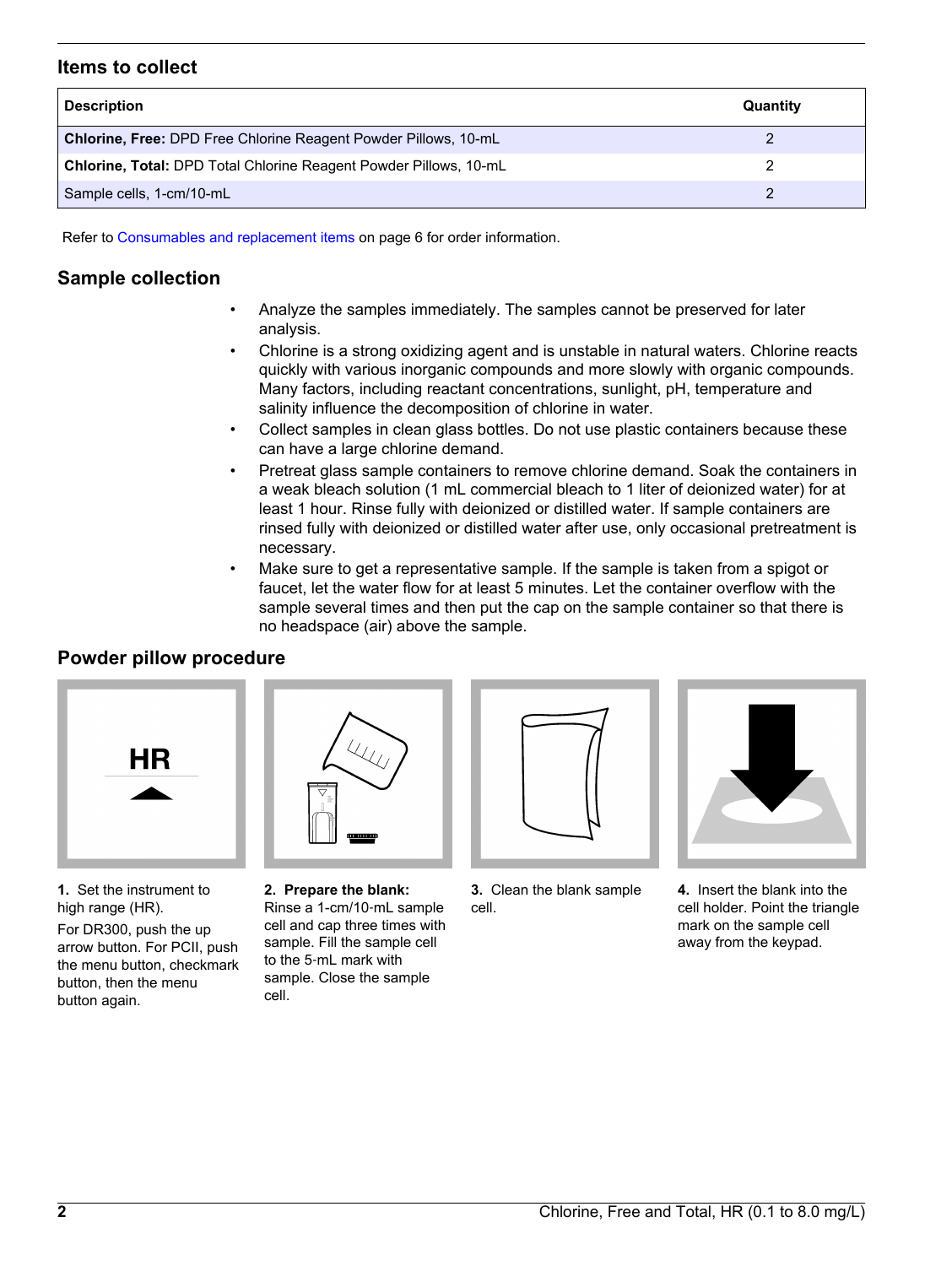## Items to collect

| Description | Quantity |
|---|---|
| **Chlorine, Free:** DPD Free Chlorine Reagent Powder Pillows, 10-mL | 2 |
| **Chlorine, Total:** DPD Total Chlorine Reagent Powder Pillows, 10-mL | 2 |
| Sample cells, 1-cm/10-mL | 2 |

Refer to Consumables and replacement items on page 6 for order information.

## Sample collection

- Analyze the samples immediately. The samples cannot be preserved for later analysis.
- Chlorine is a strong oxidizing agent and is unstable in natural waters. Chlorine reacts quickly with various inorganic compounds and more slowly with organic compounds. Many factors, including reactant concentrations, sunlight, pH, temperature and salinity influence the decomposition of chlorine in water.
- Collect samples in clean glass bottles. Do not use plastic containers because these can have a large chlorine demand.
- Pretreat glass sample containers to remove chlorine demand. Soak the containers in a weak bleach solution (1 mL commercial bleach to 1 liter of deionized water) for at least 1 hour. Rinse fully with deionized or distilled water. If sample containers are rinsed fully with deionized or distilled water after use, only occasional pretreatment is necessary.
- Make sure to get a representative sample. If the sample is taken from a spigot or faucet, let the water flow for at least 5 minutes. Let the container overflow with the sample several times and then put the cap on the sample container so that there is no headspace (air) above the sample.

## Powder pillow procedure

**1.** Set the instrument to high range (HR).

For DR300, push the up arrow button. For PCII, push the menu button, checkmark button, then the menu button again.

**2. Prepare the blank:** Rinse a 1-cm/10-mL sample cell and cap three times with sample. Fill the sample cell to the 5-mL mark with sample. Close the sample cell.

**3.** Clean the blank sample cell.

**4.** Insert the blank into the cell holder. Point the triangle mark on the sample cell away from the keypad.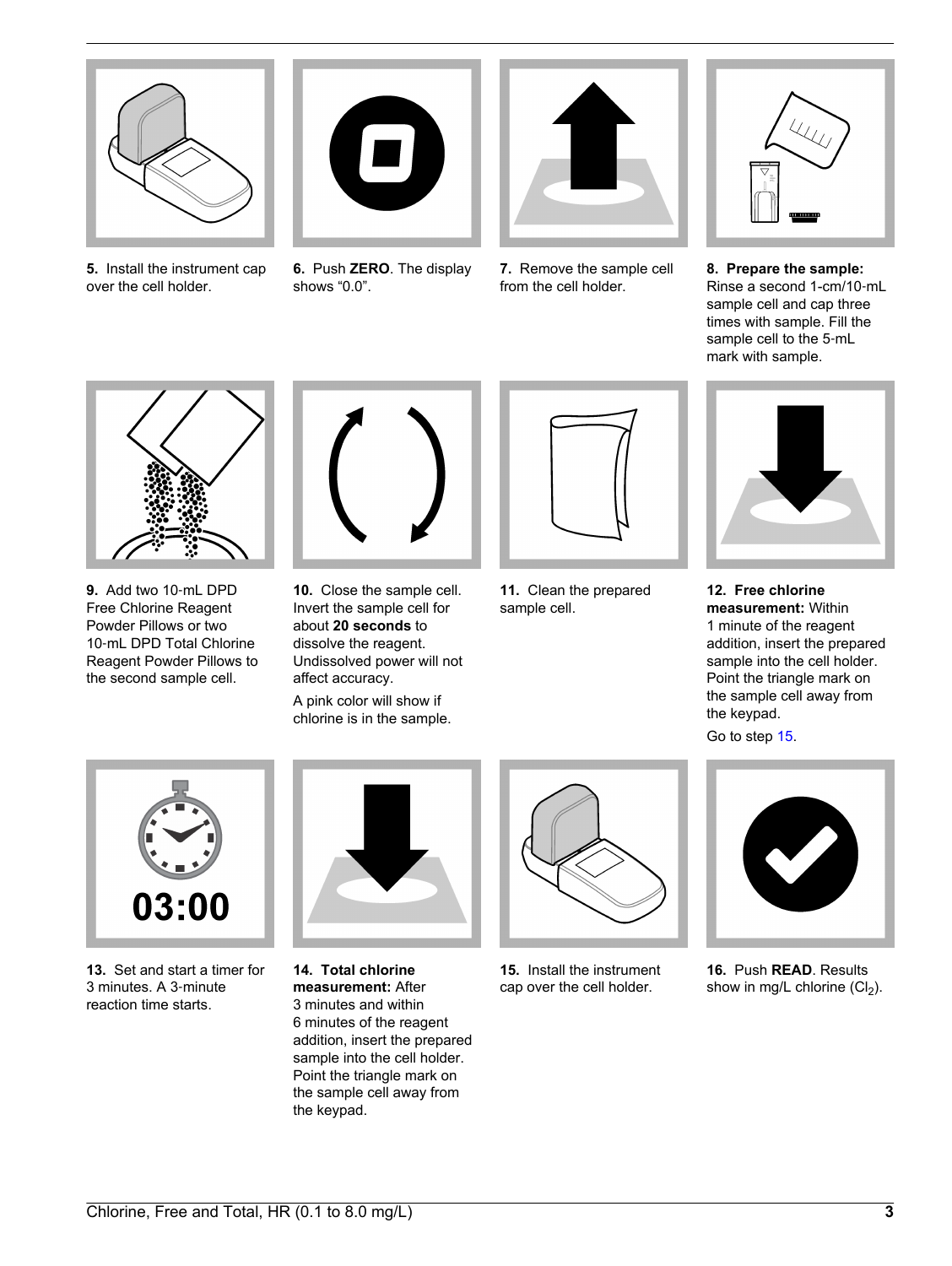5. Install the instrument cap over the cell holder.

6. Push **ZERO**. The display shows “0.0”.

7. Remove the sample cell from the cell holder.

8. **Prepare the sample:** Rinse a second 1-cm/10-mL sample cell and cap three times with sample. Fill the sample cell to the 5-mL mark with sample.

9. Add two 10-mL DPD Free Chlorine Reagent Powder Pillows or two 10-mL DPD Total Chlorine Reagent Powder Pillows to the second sample cell.

10. Close the sample cell. Invert the sample cell for about **20 seconds** to dissolve the reagent. Undissolved power will not affect accuracy.

    A pink color will show if chlorine is in the sample.

11. Clean the prepared sample cell.

12. **Free chlorine measurement:** Within 1 minute of the reagent addition, insert the prepared sample into the cell holder. Point the triangle mark on the sample cell away from the keypad.

    Go to step 15.

13. Set and start a timer for 3 minutes. A 3-minute reaction time starts.

14. **Total chlorine measurement:** After 3 minutes and within 6 minutes of the reagent addition, insert the prepared sample into the cell holder. Point the triangle mark on the sample cell away from the keypad.

15. Install the instrument cap over the cell holder.

16. Push **READ**. Results show in mg/L chlorine ($Cl_2$).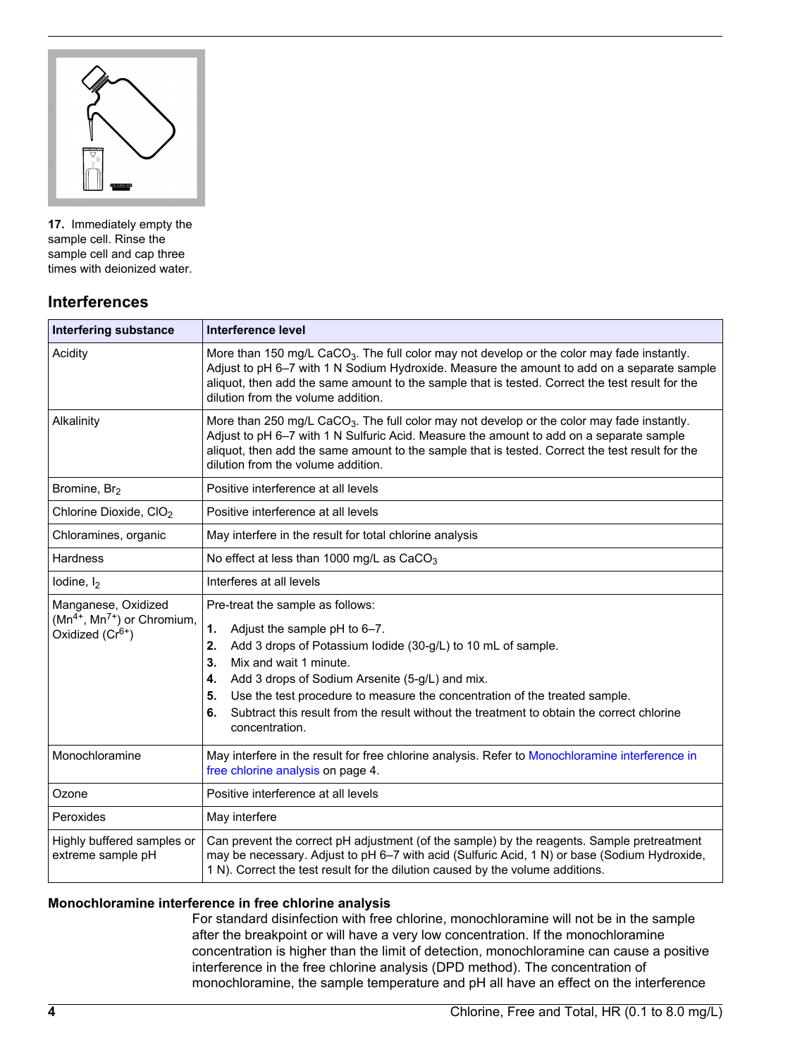**17.** Immediately empty the sample cell. Rinse the sample cell and cap three times with deionized water.

## Interferences

| Interfering substance | Interference level |
|---|---|
| Acidity | More than 150 mg/L $CaCO_3$. The full color may not develop or the color may fade instantly. Adjust to pH 6–7 with 1 N Sodium Hydroxide. Measure the amount to add on a separate sample aliquot, then add the same amount to the sample that is tested. Correct the test result for the dilution from the volume addition. |
| Alkalinity | More than 250 mg/L $CaCO_3$. The full color may not develop or the color may fade instantly. Adjust to pH 6–7 with 1 N Sulfuric Acid. Measure the amount to add on a separate sample aliquot, then add the same amount to the sample that is tested. Correct the test for the dilution from the volume addition. |
| Bromine, $Br_2$ | Positive interference at all levels |
| Chlorine Dioxide, $ClO_2$ | Positive interference at all levels |
| Chloramines, organic | May interfere in the result for total chlorine analysis |
| Hardness | No effect at less than 1000 mg/L as $CaCO_3$ |
| Iodine, $I_2$ | Interferes at all levels |
| Manganese, Oxidized ($Mn^{4+}$, $Mn^{7+}$) or Chromium, Oxidized ($Cr^{6+}$) | Pre-treat the sample as follows: **1.** Adjust the sample pH to 6–7. **2.** Add 3 drops of Potassium Iodide (30-g/L) to 10 mL of sample. **3.** Mix and wait 1 minute. **4.** Add 3 drops of Sodium Arsenite (5-g/L) and mix. **5.** Use the test procedure to measure the concentration of the treated sample. **6.** Subtract this result from the result without the treatment to obtain the correct chlorine concentration. |
| Monochloramine | May interfere in the result for free chlorine analysis. Refer to Monochloramine interference in free chlorine analysis on page 4. |
| Ozone | Positive interference at all levels |
| Peroxides | May interfere |
| Highly buffered samples or extreme sample pH | Can prevent the correct pH adjustment (of the sample) by the reagents. Sample pretreatment may be necessary. Adjust to pH 6–7 with acid (Sulfuric Acid, 1 N) or base (Sodium Hydroxide, 1 N). Correct the test result for the dilution caused by the volume additions. |

### Monochloramine interference in free chlorine analysis

For standard disinfection with free chlorine, monochloramine will not be in the sample after the breakpoint or will have a very low concentration. If the monochloramine concentration is higher than the limit of detection, monochloramine can cause a positive interference in the free chlorine analysis (DPD method). The concentration of monochloramine, the sample temperature and pH all have an effect on the interference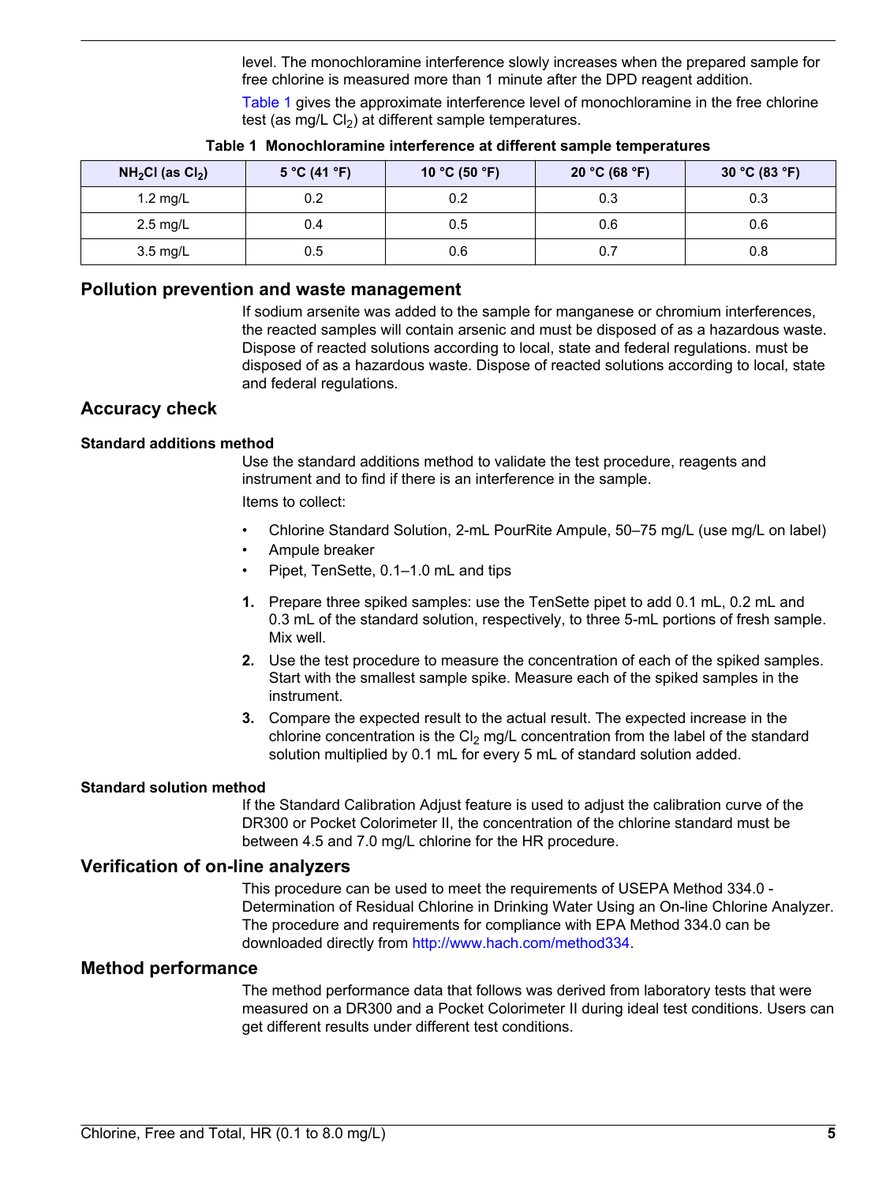level. The monochloramine interference slowly increases when the prepared sample for free chlorine is measured more than 1 minute after the DPD reagent addition.

Table 1 gives the approximate interference level of monochloramine in the free chlorine test (as mg/L $Cl_2$) at different sample temperatures.

**Table 1 Monochloramine interference at different sample temperatures**

| $NH_2Cl$ (as $Cl_2$) | 5 °C (41 °F) | 10 °C (50 °F) | 20 °C (68 °F) | 30 °C (83 °F) |
|---|---|---|---|---|
| 1.2 mg/L | 0.2 | 0.2 | 0.3 | 0.3 |
| 2.5 mg/L | 0.4 | 0.5 | 0.6 | 0.6 |
| 3.5 mg/L | 0.5 | 0.6 | 0.7 | 0.8 |

## Pollution prevention and waste management

If sodium arsenite was added to the sample for manganese or chromium interferences, the reacted samples will contain arsenic and must be disposed of as a hazardous waste. Dispose of reacted solutions according to local, state and federal regulations. must be disposed of as a hazardous waste. Dispose of reacted solutions according to local, state and federal regulations.

## Accuracy check

### Standard additions method

Use the standard additions method to validate the test procedure, reagents and instrument and to find if there is an interference in the sample.

Items to collect:

- Chlorine Standard Solution, 2-mL PourRite Ampule, 50–75 mg/L (use mg/L on label)
- Ampule breaker
- Pipet, TenSette, 0.1–1.0 mL and tips

1. Prepare three spiked samples: use the TenSette pipet to add 0.1 mL, 0.2 mL and 0.3 mL of the standard solution, respectively, to three 5-mL portions of fresh sample. Mix well.
2. Use the test procedure to measure the concentration of each of the spiked samples. Start with the smallest sample spike. Measure each of the spiked samples in the instrument.
3. Compare the expected result to the actual result. The expected increase in the chlorine concentration is the $Cl_2$ mg/L concentration from the label of the standard solution multiplied by 0.1 mL for every 5 mL of standard solution added.

### Standard solution method

If the Standard Calibration Adjust feature is used to adjust the calibration curve of the DR300 or Pocket Colorimeter II, the concentration of the chlorine standard must be between 4.5 and 7.0 mg/L chlorine for the HR procedure.

## Verification of on-line analyzers

This procedure can be used to meet the requirements of USEPA Method 334.0 - Determination of Residual Chlorine in Drinking Water Using an On-line Chlorine Analyzer. The procedure and requirements for compliance with EPA Method 334.0 can be downloaded directly from http://www.hach.com/method334.

## Method performance

The method performance data that follows was derived from laboratory tests that were measured on a DR300 and a Pocket Colorimeter II during ideal test conditions. Users can get different results under different test conditions.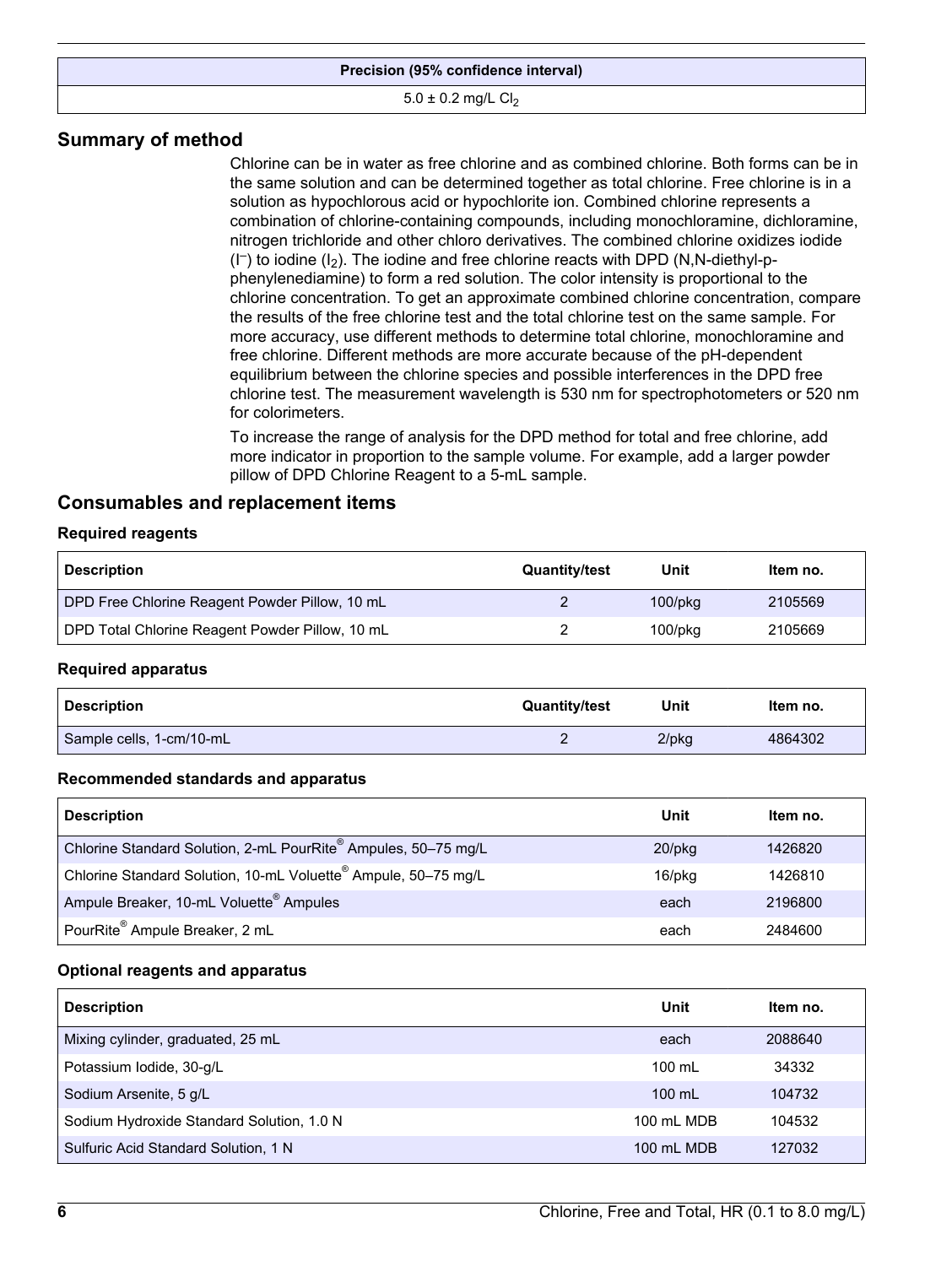| Precision (95% confidence interval) |
| --- |
| 5.0 ± 0.2 mg/L $Cl_2$ |

## Summary of method

Chlorine can be in water as free chlorine and as combined chlorine. Both forms can be in the same solution and can be determined together as total chlorine. Free chlorine is in a solution as hypochlorous acid or hypochlorite ion. Combined chlorine represents a combination of chlorine-containing compounds, including monochloramine, dichloramine, nitrogen trichloride and other chloro derivatives. The combined chlorine oxidizes iodide ($I^-$) to iodine ($I_2$). The iodine and free chlorine reacts with DPD (N,N-diethyl-p-phenylenediamine) to form a red solution. The color intensity is proportional to the chlorine concentration. To get an approximate combined chlorine concentration, compare the results of the free chlorine test and the total chlorine test on the same sample. For more accuracy, use different methods to determine total chlorine, monochloramine and free chlorine. Different methods are more accurate because of the pH-dependent equilibrium between the chlorine species and possible interferences in the DPD free chlorine test. The measurement wavelength is 530 nm for spectrophotometers or 520 nm for colorimeters.

To increase the range of analysis for the DPD method for total and free chlorine, add more indicator in proportion to the sample volume. For example, add a larger powder pillow of DPD Chlorine Reagent to a 5-mL sample.

## Consumables and replacement items

### Required reagents

| Description | Quantity/test | Unit | Item no. |
| --- | --- | --- | --- |
| DPD Free Chlorine Reagent Powder Pillow, 10 mL | 2 | 100/pkg | 2105569 |
| DPD Total Chlorine Reagent Powder Pillow, 10 mL | 2 | 100/pkg | 2105669 |

### Required apparatus

| Description | Quantity/test | Unit | Item no. |
| --- | --- | --- | --- |
| Sample cells, 1-cm/10-mL | 2 | 2/pkg | 4864302 |

### Recommended standards and apparatus

| Description | Unit | Item no. |
| --- | --- | --- |
| Chlorine Standard Solution, 2-mL PourRite® Ampules, 50–75 mg/L | 20/pkg | 1426820 |
| Chlorine Standard Solution, 10-mL Voluette® Ampule, 50–75 mg/L | 16/pkg | 1426810 |
| Ampule Breaker, 10-mL Voluette® Ampules | each | 2196800 |
| PourRite® Ampule Breaker, 2 mL | each | 2484600 |

### Optional reagents and apparatus

| Description | Unit | Item no. |
| --- | --- | --- |
| Mixing cylinder, graduated, 25 mL | each | 2088640 |
| Potassium Iodide, 30-g/L | 100 mL | 34332 |
| Sodium Arsenite, 5 g/L | 100 mL | 104732 |
| Sodium Hydroxide Standard Solution, 1.0 N | 100 mL MDB | 104532 |
| Sulfuric Acid Standard Solution, 1 N | 100 mL MDB | 127032 |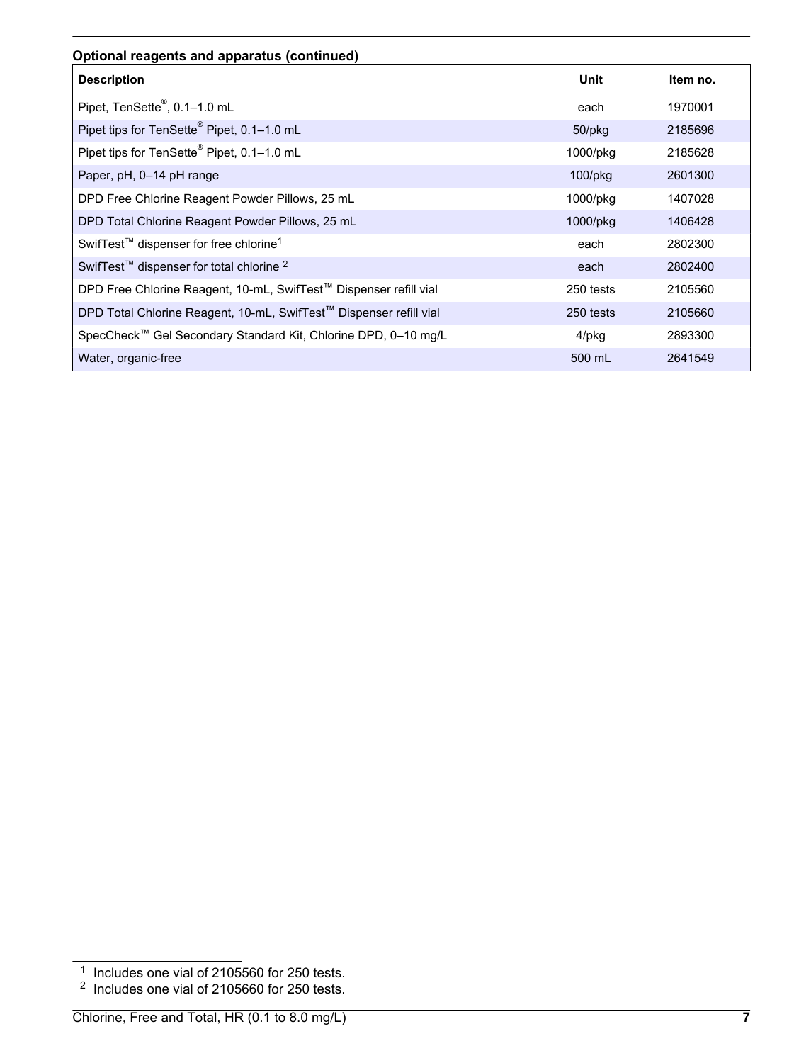**Optional reagents and apparatus (continued)**

| Description | Unit | Item no. |
|---|---|---|
| Pipet, TenSette®, 0.1–1.0 mL | each | 1970001 |
| Pipet tips for TenSette® Pipet, 0.1–1.0 mL | 50/pkg | 2185696 |
| Pipet tips for TenSette® Pipet, 0.1–1.0 mL | 1000/pkg | 2185628 |
| Paper, pH, 0–14 pH range | 100/pkg | 2601300 |
| DPD Free Chlorine Reagent Powder Pillows, 25 mL | 1000/pkg | 1407028 |
| DPD Total Chlorine Reagent Powder Pillows, 25 mL | 1000/pkg | 1406428 |
| SwifTest™ dispenser for free chlorine[1] | each | 2802300 |
| SwifTest™ dispenser for total chlorine [2] | each | 2802400 |
| DPD Free Chlorine Reagent, 10-mL, SwifTest™ Dispenser refill vial | 250 tests | 2105560 |
| DPD Total Chlorine Reagent, 10-mL, SwifTest™ Dispenser refill vial | 250 tests | 2105660 |
| SpecCheck™ Gel Secondary Standard Kit, Chlorine DPD, 0–10 mg/L | 4/pkg | 2893300 |
| Water, organic-free | 500 mL | 2641549 |

[1] Includes one vial of 2105560 for 250 tests.

[2] Includes one vial of 2105660 for 250 tests.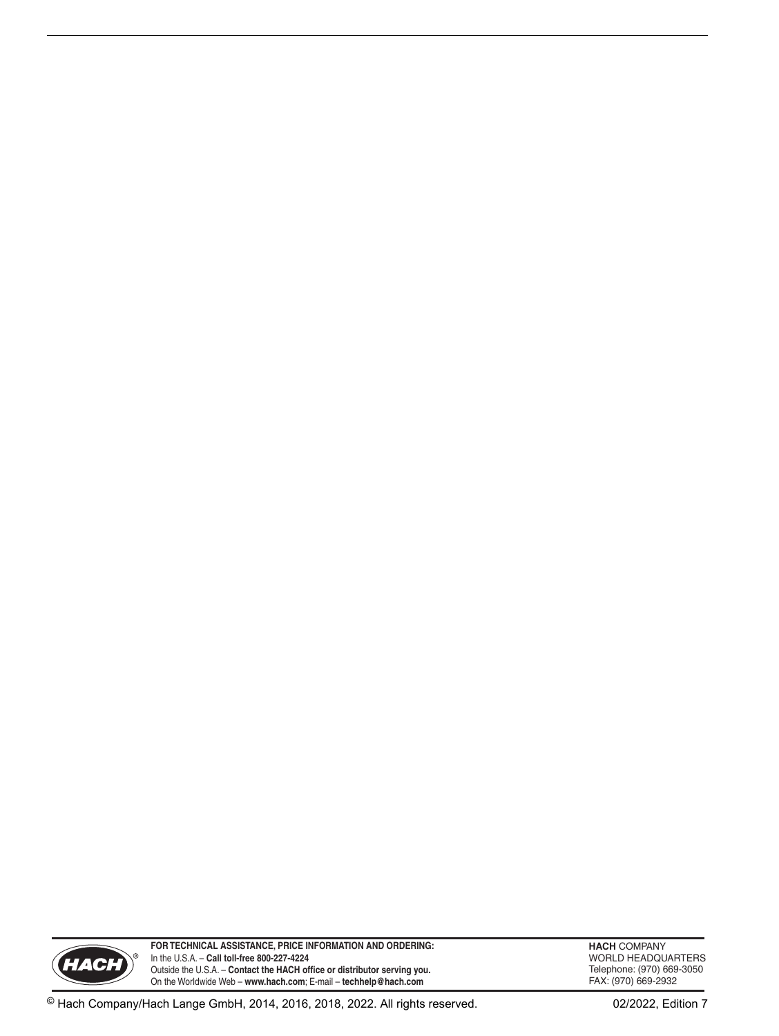**FOR TECHNICAL ASSISTANCE, PRICE INFORMATION AND ORDERING:**
In the U.S.A. – **Call toll-free 800-227-4224**
Outside the U.S.A. – **Contact the HACH office or distributor serving you.**
On the Worldwide Web – **www.hach.com**; E-mail – **techhelp@hach.com**

**HACH** COMPANY
WORLD HEADQUARTERS
Telephone: (970) 669-3050
FAX: (970) 669-2932

© Hach Company/Hach Lange GmbH, 2014, 2016, 2018, 2022. All rights reserved.

02/2022, Edition 7